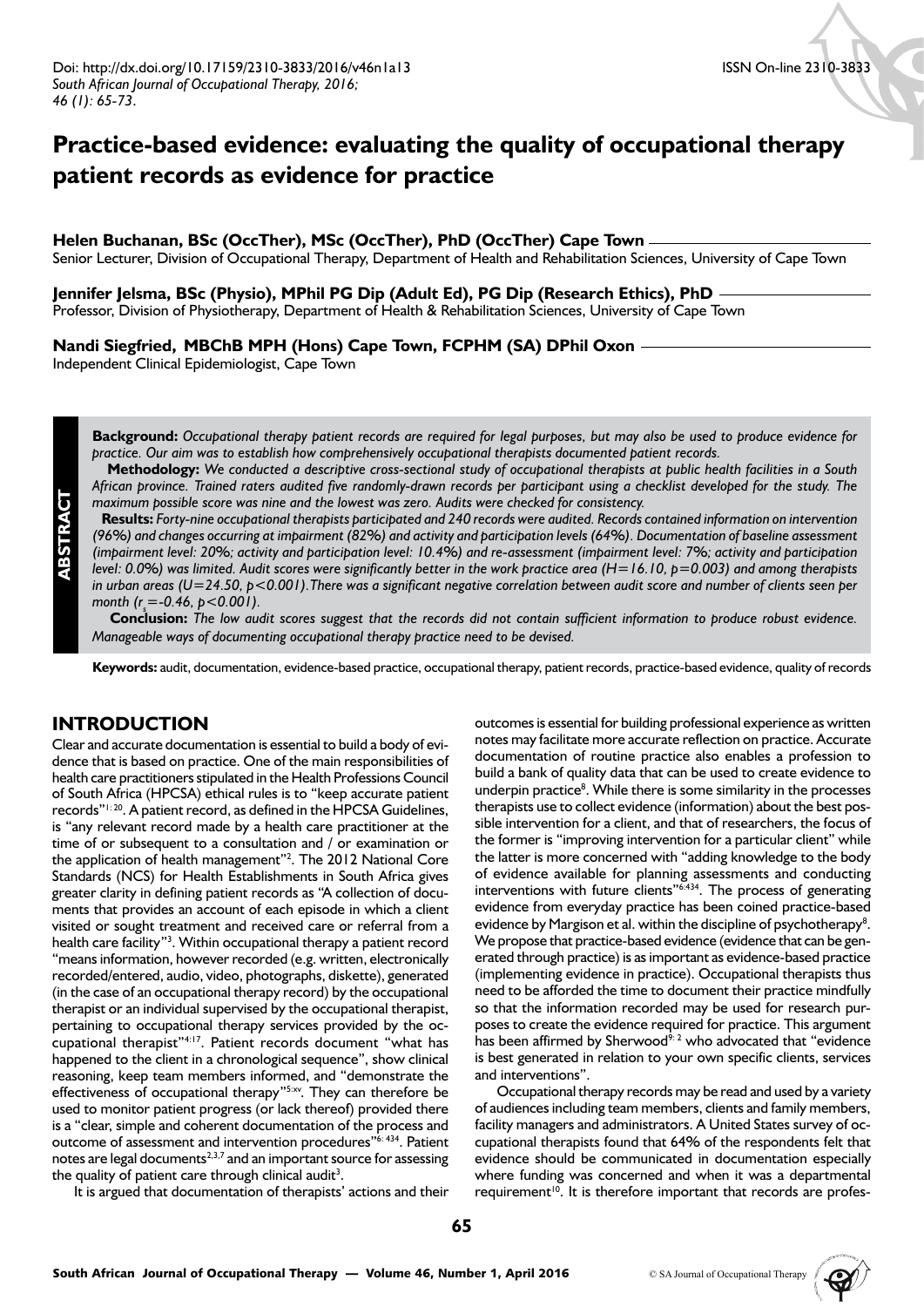Doi: http://dx.doi.org/10.17159/2310-3833/2016/v46n1a13
*South African Journal of Occupational Therapy, 2016; 46 (1): 65-73.*

ISSN On-line 2310-3833

# Practice-based evidence: evaluating the quality of occupational therapy patient records as evidence for practice

**Helen Buchanan, BSc (OccTher), MSc (OccTher), PhD (OccTher) Cape Town**
Senior Lecturer, Division of Occupational Therapy, Department of Health and Rehabilitation Sciences, University of Cape Town

**Jennifer Jelsma, BSc (Physio), MPhil PG Dip (Adult Ed), PG Dip (Research Ethics), PhD**
Professor, Division of Physiotherapy, Department of Health & Rehabilitation Sciences, University of Cape Town

**Nandi Siegfried, MBChB MPH (Hons) Cape Town, FCPHM (SA) DPhil Oxon**
Independent Clinical Epidemiologist, Cape Town

## ABSTRACT

**Background:** *Occupational therapy patient records are required for legal purposes, but may also be used to produce evidence for practice. Our aim was to establish how comprehensively occupational therapists documented patient records.*

**Methodology:** *We conducted a descriptive cross-sectional study of occupational therapists at public health facilities in a South African province. Trained raters audited five randomly-drawn records per participant using a checklist developed for the study. The maximum possible score was nine and the lowest was zero. Audits were checked for consistency.*

**Results:** *Forty-nine occupational therapists participated and 240 records were audited. Records contained information on intervention (96%) and changes occurring at impairment (82%) and activity and participation levels (64%). Documentation of baseline assessment (impairment level: 20%; activity and participation level: 10.4%) and re-assessment (impairment level: 7%; activity and participation level: 0.0%) was limited. Audit scores were significantly better in the work practice area ($H=16.10$, $p=0.003$) and among therapists in urban areas ($U=24.50$, $p<0.001$). There was a significant negative correlation between audit score and number of clients seen per month ($r_s=-0.46$, $p<0.001$).*

**Conclusion:** *The low audit scores suggest that the records did not contain sufficient information to produce robust evidence. Manageable ways of documenting occupational therapy practice need to be devised.*

**Keywords:** audit, documentation, evidence-based practice, occupational therapy, patient records, practice-based evidence, quality of records

## INTRODUCTION

Clear and accurate documentation is essential to build a body of evidence that is based on practice. One of the main responsibilities of health care practitioners stipulated in the Health Professions Council of South Africa (HPCSA) ethical rules is to "keep accurate patient records"[1: 20]. A patient record, as defined in the HPCSA Guidelines, is "any relevant record made by a health care practitioner at the time of or subsequent to a consultation and / or examination or the application of health management"[2]. The 2012 National Core Standards (NCS) for Health Establishments in South Africa gives greater clarity in defining patient records as "A collection of documents that provides an account of each episode in which a client visited or sought treatment and received care or referral from a health care facility"[3]. Within occupational therapy a patient record "means information, however recorded (e.g. written, electronically recorded/entered, audio, video, photographs, diskette), generated (in the case of an occupational therapy record) by the occupational therapist or an individual supervised by the occupational therapist, pertaining to occupational therapy services provided by the occupational therapist"[4:17]. Patient records document "what has happened to the client in a chronological sequence", show clinical reasoning, keep team members informed, and "demonstrate the effectiveness of occupational therapy"[5:xv]. They can therefore be used to monitor patient progress (or lack thereof) provided there is a "clear, simple and coherent documentation of the process and outcome of assessment and intervention procedures"[6: 434]. Patient notes are legal documents[2,3,7] and an important source for assessing the quality of patient care through clinical audit[3].

It is argued that documentation of therapists' actions and their outcomes is essential for building professional experience as written notes may facilitate more accurate reflection on practice. Accurate documentation of routine practice also enables a profession to build a bank of quality data that can be used to create evidence to underpin practice[8]. While there is some similarity in the processes therapists use to collect evidence (information) about the best possible intervention for a client, and that of researchers, the focus of the former is "improving intervention for a particular client" while the latter is more concerned with "adding knowledge to the body of evidence available for planning assessments and conducting interventions with future clients"[6:434]. The process of generating evidence from everyday practice has been coined practice-based evidence by Margison et al. within the discipline of psychotherapy[8]. We propose that practice-based evidence (evidence that can be generated through practice) is as important as evidence-based practice (implementing evidence in practice). Occupational therapists thus need to be afforded the time to document their practice mindfully so that the information recorded may be used for research purposes to create the evidence required for practice. This argument has been affirmed by Sherwood[9: 2] who advocated that "evidence is best generated in relation to your own specific clients, services and interventions".

Occupational therapy records may be read and used by a variety of audiences including team members, clients and family members, facility managers and administrators. A United States survey of occupational therapists found that 64% of the respondents felt that evidence should be communicated in documentation especially where funding was concerned and when it was a departmental requirement[10]. It is therefore important that records are profes-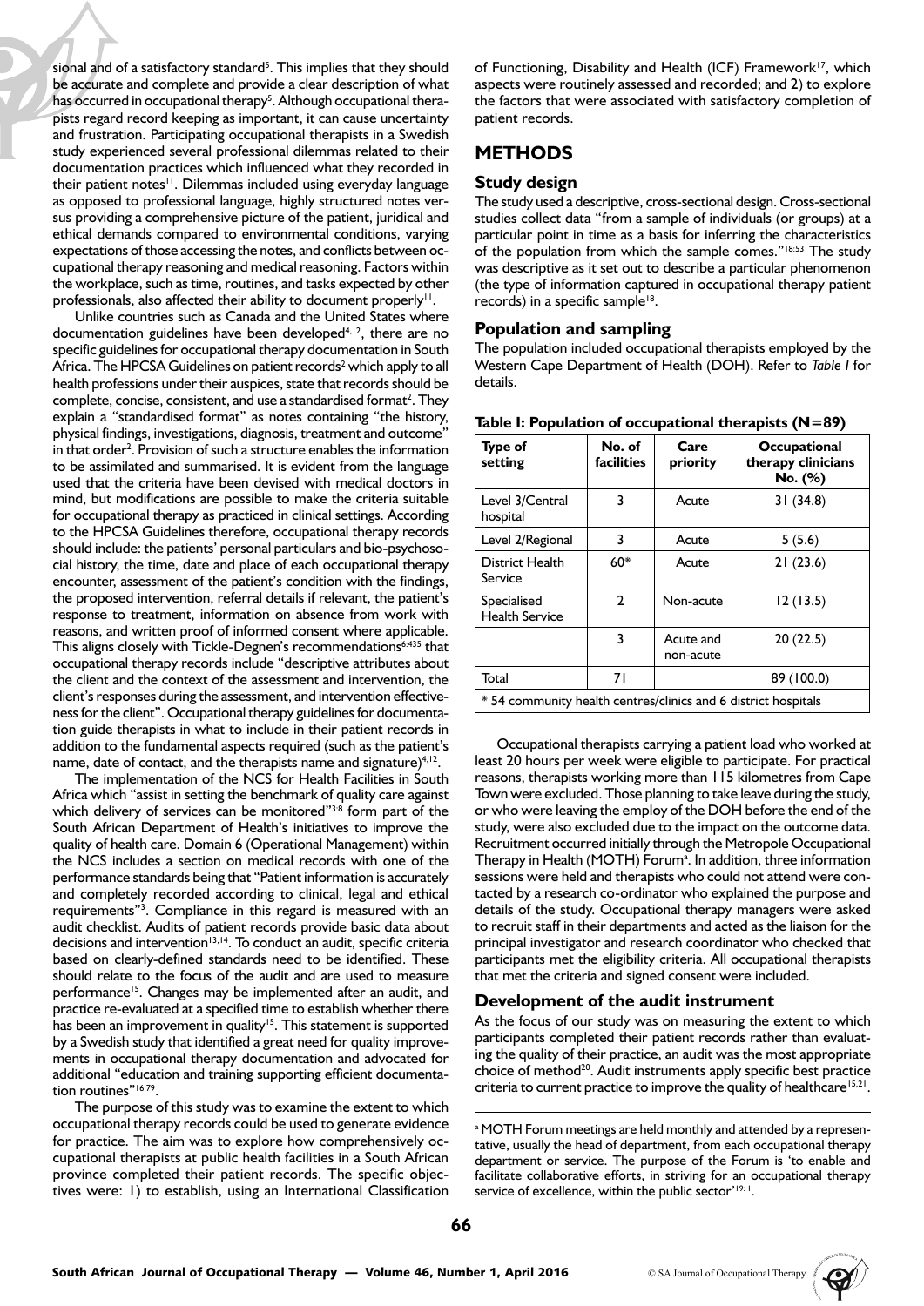sional and of a satisfactory standard[5]. This implies that they should be accurate and complete and provide a clear description of what has occurred in occupational therapy[5]. Although occupational therapists regard record keeping as important, it can cause uncertainty and frustration. Participating occupational therapists in a Swedish study experienced several professional dilemmas related to their documentation practices which influenced what they recorded in their patient notes[11]. Dilemmas included using everyday language as opposed to professional language, highly structured notes versus providing a comprehensive picture of the patient, juridical and ethical demands compared to environmental conditions, varying expectations of those accessing the notes, and conflicts between occupational therapy reasoning and medical reasoning. Factors within the workplace, such as time, routines, and tasks expected by other professionals, also affected their ability to document properly[11].

Unlike countries such as Canada and the United States where documentation guidelines have been developed[4,12], there are no specific guidelines for occupational therapy documentation in South Africa. The HPCSA Guidelines on patient records[2] which apply to all health professions under their auspices, state that records should be complete, concise, consistent, and use a standardised format[2]. They explain a "standardised format" as notes containing "the history, physical findings, investigations, diagnosis, treatment and outcome" in that order[2]. Provision of such a structure enables the information to be assimilated and summarised. It is evident from the language used that the criteria have been devised with medical doctors in mind, but modifications are possible to make the criteria suitable for occupational therapy as practiced in clinical settings. According to the HPCSA Guidelines therefore, occupational therapy records should include: the patients' personal particulars and bio-psychosocial history, the time, date and place of each occupational therapy encounter, assessment of the patient's condition with the findings, the proposed intervention, referral details if relevant, the patient's response to treatment, information on absence from work with reasons, and written proof of informed consent where applicable. This aligns closely with Tickle-Degnen's recommendations[6:435] that occupational therapy records include "descriptive attributes about the client and the context of the assessment and intervention, the client's responses during the assessment, and intervention effectiveness for the client". Occupational therapy guidelines for documentation guide therapists in what to include in their patient records in addition to the fundamental aspects required (such as the patient's name, date of contact, and the therapists name and signature)[4,12].

The implementation of the NCS for Health Facilities in South Africa which "assist in setting the benchmark of quality care against which delivery of services can be monitored"[3:8] form part of the South African Department of Health's initiatives to improve the quality of health care. Domain 6 (Operational Management) within the NCS includes a section on medical records with one of the performance standards being that "Patient information is accurately and completely recorded according to clinical, legal and ethical requirements"[3]. Compliance in this regard is measured with an audit checklist. Audits of patient records provide basic data about decisions and intervention[13,14]. To conduct an audit, specific criteria based on clearly-defined standards need to be identified. These should relate to the focus of the audit and are used to measure performance[15]. Changes may be implemented after an audit, and practice re-evaluated at a specified time to establish whether there has been an improvement in quality[15]. This statement is supported by a Swedish study that identified a great need for quality improvements in occupational therapy documentation and advocated for additional "education and training supporting efficient documentation routines"[16:79].

The purpose of this study was to examine the extent to which occupational therapy records could be used to generate evidence for practice. The aim was to explore how comprehensively occupational therapists at public health facilities in a South African province completed their patient records. The specific objectives were: 1) to establish, using an International Classification of Functioning, Disability and Health (ICF) Framework[17], which aspects were routinely assessed and recorded; and 2) to explore the factors that were associated with satisfactory completion of patient records.

## METHODS

### Study design

The study used a descriptive, cross-sectional design. Cross-sectional studies collect data "from a sample of individuals (or groups) at a particular point in time as a basis for inferring the characteristics of the population from which the sample comes."[18:53] The study was descriptive as it set out to describe a particular phenomenon (the type of information captured in occupational therapy patient records) in a specific sample[18].

### Population and sampling

The population included occupational therapists employed by the Western Cape Department of Health (DOH). Refer to *Table I* for details.

**Table I: Population of occupational therapists (N=89)**

| Type of setting | No. of facilities | Care priority | Occupational therapy clinicians No. (%) |
|---|---|---|---|
| Level 3/Central hospital | 3 | Acute | 31 (34.8) |
| Level 2/Regional | 3 | Acute | 5 (5.6) |
| District Health Service | 60* | Acute | 21 (23.6) |
| Specialised Health Service | 2 | Non-acute | 12 (13.5) |
| | 3 | Acute and non-acute | 20 (22.5) |
| Total | 71 | | 89 (100.0) |

\* 54 community health centres/clinics and 6 district hospitals

Occupational therapists carrying a patient load who worked at least 20 hours per week were eligible to participate. For practical reasons, therapists working more than 115 kilometres from Cape Town were excluded. Those planning to take leave during the study, or who were leaving the employ of the DOH before the end of the study, were also excluded due to the impact on the outcome data. Recruitment occurred initially through the Metropole Occupational Therapy in Health (MOTH) Forum[a]. In addition, three information sessions were held and therapists who could not attend were contacted by a research co-ordinator who explained the purpose and details of the study. Occupational therapy managers were asked to recruit staff in their departments and acted as the liaison for the principal investigator and research coordinator who checked that participants met the eligibility criteria. All occupational therapists that met the criteria and signed consent were included.

### Development of the audit instrument

As the focus of our study was on measuring the extent to which participants completed their patient records rather than evaluating the quality of their practice, an audit was the most appropriate choice of method[20]. Audit instruments apply specific best practice criteria to current practice to improve the quality of healthcare[15,21].

[a] MOTH Forum meetings are held monthly and attended by a representative, usually the head of department, from each occupational therapy department or service. The purpose of the Forum is 'to enable and facilitate collaborative efforts, in striving for an occupational therapy service of excellence, within the public sector'[19:1].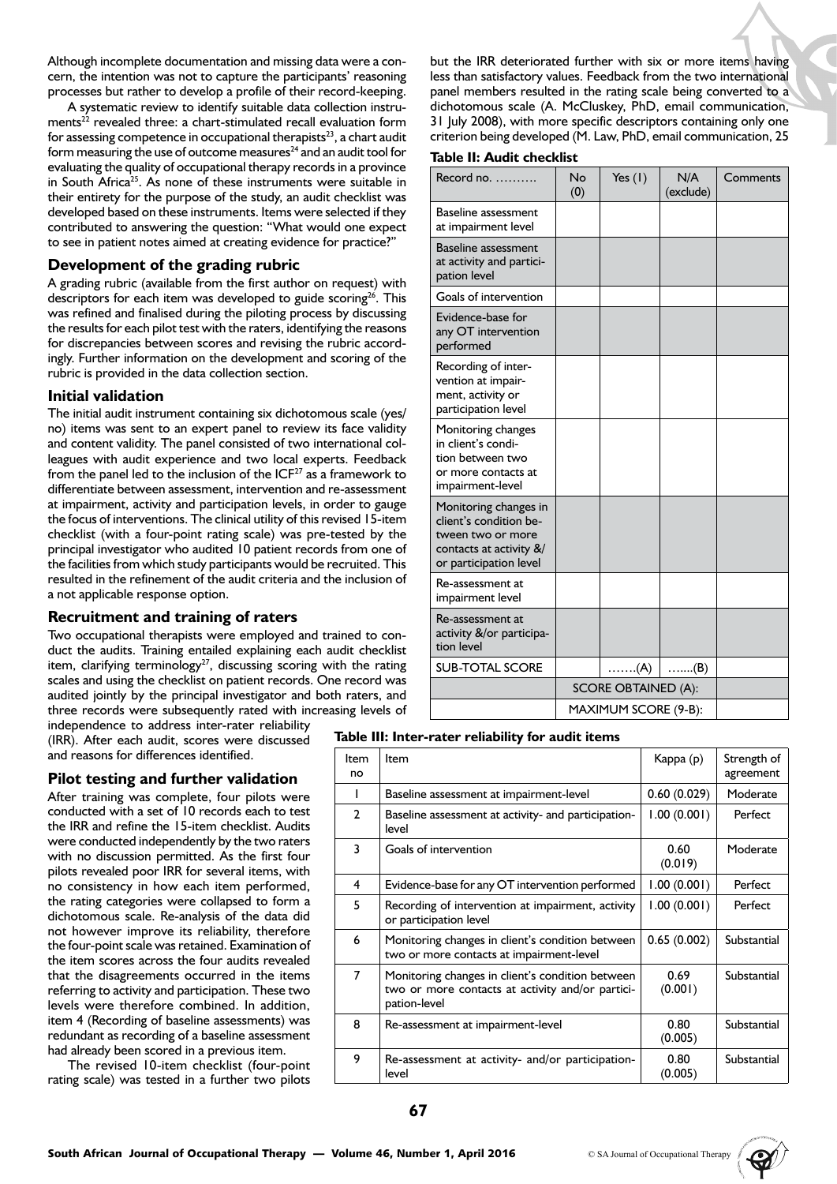Although incomplete documentation and missing data were a concern, the intention was not to capture the participants' reasoning processes but rather to develop a profile of their record-keeping.

A systematic review to identify suitable data collection instruments[22] revealed three: a chart-stimulated recall evaluation form for assessing competence in occupational therapists[23], a chart audit form measuring the use of outcome measures[24] and an audit tool for evaluating the quality of occupational therapy records in a province in South Africa[25]. As none of these instruments were suitable in their entirety for the purpose of the study, an audit checklist was developed based on these instruments. Items were selected if they contributed to answering the question: "What would one expect to see in patient notes aimed at creating evidence for practice?"

### Development of the grading rubric

A grading rubric (available from the first author on request) with descriptors for each item was developed to guide scoring[26]. This was refined and finalised during the piloting process by discussing the results for each pilot test with the raters, identifying the reasons for discrepancies between scores and revising the rubric accordingly. Further information on the development and scoring of the rubric is provided in the data collection section.

### Initial validation

The initial audit instrument containing six dichotomous scale (yes/no) items was sent to an expert panel to review its face validity and content validity. The panel consisted of two international colleagues with audit experience and two local experts. Feedback from the panel led to the inclusion of the ICF[27] as a framework to differentiate between assessment, intervention and re-assessment at impairment, activity and participation levels, in order to gauge the focus of interventions. The clinical utility of this revised 15-item checklist (with a four-point rating scale) was pre-tested by the principal investigator who audited 10 patient records from one of the facilities from which study participants would be recruited. This resulted in the refinement of the audit criteria and the inclusion of a not applicable response option.

### Recruitment and training of raters

Two occupational therapists were employed and trained to conduct the audits. Training entailed explaining each audit checklist item, clarifying terminology[27], discussing scoring with the rating scales and using the checklist on patient records. One record was audited jointly by the principal investigator and both raters, and three records were subsequently rated with increasing levels of independence to address inter-rater reliability (IRR). After each audit, scores were discussed and reasons for differences identified.

### Pilot testing and further validation

After training was complete, four pilots were conducted with a set of 10 records each to test the IRR and refine the 15-item checklist. Audits were conducted independently by the two raters with no discussion permitted. As the first four pilots revealed poor IRR for several items, with no consistency in how each item performed, the rating categories were collapsed to form a dichotomous scale. Re-analysis of the data did not however improve its reliability, therefore the four-point scale was retained. Examination of the item scores across the four audits revealed that the disagreements occurred in the items referring to activity and participation. These two levels were therefore combined. In addition, item 4 (Recording of baseline assessments) was redundant as recording of a baseline assessment had already been scored in a previous item.

The revised 10-item checklist (four-point rating scale) was tested in a further two pilots but the IRR deteriorated further with six or more items having less than satisfactory values. Feedback from the two international panel members resulted in the rating scale being converted to a dichotomous scale (A. McCluskey, PhD, email communication, 31 July 2008), with more specific descriptors containing only one criterion being developed (M. Law, PhD, email communication, 25

**Table II: Audit checklist**

| Record no. ………. | No (0) | Yes (1) | N/A (exclude) | Comments |
|---|---|---|---|---|
| Baseline assessment at impairment level | | | | |
| Baseline assessment at activity and participation level | | | | |
| Goals of intervention | | | | |
| Evidence-base for any OT intervention performed | | | | |
| Recording of intervention at impairment, activity or participation level | | | | |
| Monitoring changes in client's condition between two or more contacts at impairment-level | | | | |
| Monitoring changes in client's condition between two or more contacts at activity &/ or participation level | | | | |
| Re-assessment at impairment level | | | | |
| Re-assessment at activity &/or participation level | | | | |
| SUB-TOTAL SCORE | | …….(A) | …....(B) | |
| | SCORE OBTAINED (A): | | | |
| | MAXIMUM SCORE (9-B): | | | |

**Table III: Inter-rater reliability for audit items**

| Item no | Item | Kappa (p) | Strength of agreement |
|---|---|---|---|
| 1 | Baseline assessment at impairment-level | 0.60 (0.029) | Moderate |
| 2 | Baseline assessment at activity- and participation-level | 1.00 (0.001) | Perfect |
| 3 | Goals of intervention | 0.60 (0.019) | Moderate |
| 4 | Evidence-base for any OT intervention performed | 1.00 (0.001) | Perfect |
| 5 | Recording of intervention at impairment, activity or participation level | 1.00 (0.001) | Perfect |
| 6 | Monitoring changes in client's condition between two or more contacts at impairment-level | 0.65 (0.002) | Substantial |
| 7 | Monitoring changes in client's condition between two or more contacts at activity and/or participation-level | 0.69 (0.001) | Substantial |
| 8 | Re-assessment at impairment-level | 0.80 (0.005) | Substantial |
| 9 | Re-assessment at activity- and/or participation-level | 0.80 (0.005) | Substantial |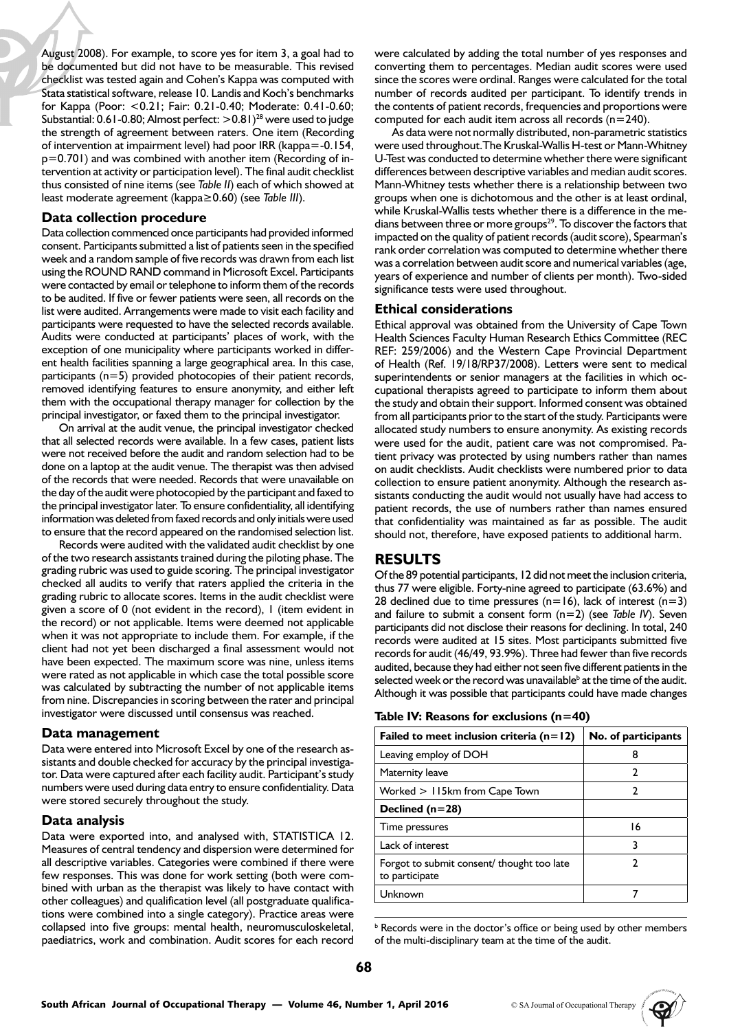August 2008). For example, to score yes for item 3, a goal had to be documented but did not have to be measurable. This revised checklist was tested again and Cohen's Kappa was computed with Stata statistical software, release 10. Landis and Koch's benchmarks for Kappa (Poor: <0.21; Fair: 0.21-0.40; Moderate: 0.41-0.60; Substantial: 0.61-0.80; Almost perfect: >0.81)[28] were used to judge the strength of agreement between raters. One item (Recording of intervention at impairment level) had poor IRR (kappa=-0.154, p=0.701) and was combined with another item (Recording of intervention at activity or participation level). The final audit checklist thus consisted of nine items (see *Table II*) each of which showed at least moderate agreement (kappa≥0.60) (see *Table III*).

### Data collection procedure

Data collection commenced once participants had provided informed consent. Participants submitted a list of patients seen in the specified week and a random sample of five records was drawn from each list using the ROUND RAND command in Microsoft Excel. Participants were contacted by email or telephone to inform them of the records to be audited. If five or fewer patients were seen, all records on the list were audited. Arrangements were made to visit each facility and participants were requested to have the selected records available. Audits were conducted at participants' places of work, with the exception of one municipality where participants worked in different health facilities spanning a large geographical area. In this case, participants (n=5) provided photocopies of their patient records, removed identifying features to ensure anonymity, and either left them with the occupational therapy manager for collection by the principal investigator, or faxed them to the principal investigator.

On arrival at the audit venue, the principal investigator checked that all selected records were available. In a few cases, patient lists were not received before the audit and random selection had to be done on a laptop at the audit venue. The therapist was then advised of the records that were needed. Records that were unavailable on the day of the audit were photocopied by the participant and faxed to the principal investigator later. To ensure confidentiality, all identifying information was deleted from faxed records and only initials were used to ensure that the record appeared on the randomised selection list.

Records were audited with the validated audit checklist by one of the two research assistants trained during the piloting phase. The grading rubric was used to guide scoring. The principal investigator checked all audits to verify that raters applied the criteria in the grading rubric to allocate scores. Items in the audit checklist were given a score of 0 (not evident in the record), 1 (item evident in the record) or not applicable. Items were deemed not applicable when it was not appropriate to include them. For example, if the client had not yet been discharged a final assessment would not have been expected. The maximum score was nine, unless items were rated as not applicable in which case the total possible score was calculated by subtracting the number of not applicable items from nine. Discrepancies in scoring between the rater and principal investigator were discussed until consensus was reached.

### Data management

Data were entered into Microsoft Excel by one of the research assistants and double checked for accuracy by the principal investigator. Data were captured after each facility audit. Participant's study numbers were used during data entry to ensure confidentiality. Data were stored securely throughout the study.

### Data analysis

Data were exported into, and analysed with, STATISTICA 12. Measures of central tendency and dispersion were determined for all descriptive variables. Categories were combined if there were few responses. This was done for work setting (both were combined with urban as the therapist was likely to have contact with other colleagues) and qualification level (all postgraduate qualifications were combined into a single category). Practice areas were collapsed into five groups: mental health, neuromusculoskeletal, paediatrics, work and combination. Audit scores for each record were calculated by adding the total number of yes responses and converting them to percentages. Median audit scores were used since the scores were ordinal. Ranges were calculated for the total number of records audited per participant. To identify trends in the contents of patient records, frequencies and proportions were computed for each audit item across all records (n=240).

As data were not normally distributed, non-parametric statistics were used throughout. The Kruskal-Wallis H-test or Mann-Whitney U-Test was conducted to determine whether there were significant differences between descriptive variables and median audit scores. Mann-Whitney tests whether there is a relationship between two groups when one is dichotomous and the other is at least ordinal, while Kruskal-Wallis tests whether there is a difference in the medians between three or more groups[29]. To discover the factors that impacted on the quality of patient records (audit score), Spearman's rank order correlation was computed to determine whether there was a correlation between audit score and numerical variables (age, years of experience and number of clients per month). Two-sided significance tests were used throughout.

### Ethical considerations

Ethical approval was obtained from the University of Cape Town Health Sciences Faculty Human Research Ethics Committee (REC REF: 259/2006) and the Western Cape Provincial Department of Health (Ref. 19/18/RP37/2008). Letters were sent to medical superintendents or senior managers at the facilities in which occupational therapists agreed to participate to inform them about the study and obtain their support. Informed consent was obtained from all participants prior to the start of the study. Participants were allocated study numbers to ensure anonymity. As existing records were used for the audit, patient care was not compromised. Patient privacy was protected by using numbers rather than names on audit checklists. Audit checklists were numbered prior to data collection to ensure patient anonymity. Although the research assistants conducting the audit would not usually have had access to patient records, the use of numbers rather than names ensured that confidentiality was maintained as far as possible. The audit should not, therefore, have exposed patients to additional harm.

## RESULTS

Of the 89 potential participants, 12 did not meet the inclusion criteria, thus 77 were eligible. Forty-nine agreed to participate (63.6%) and 28 declined due to time pressures (n=16), lack of interest (n=3) and failure to submit a consent form (n=2) (see *Table IV*). Seven participants did not disclose their reasons for declining. In total, 240 records were audited at 15 sites. Most participants submitted five records for audit (46/49, 93.9%). Three had fewer than five records audited, because they had either not seen five different patients in the selected week or the record was unavailable[b] at the time of the audit. Although it was possible that participants could have made changes

**Table IV: Reasons for exclusions (n=40)**

| Failed to meet inclusion criteria (n=12) | No. of participants |
|---|---|
| Leaving employ of DOH | 8 |
| Maternity leave | 2 |
| Worked > 115km from Cape Town | 2 |
| **Declined (n=28)** | |
| Time pressures | 16 |
| Lack of interest | 3 |
| Forgot to submit consent/ thought too late to participate | 2 |
| Unknown | 7 |

[b] Records were in the doctor's office or being used by other members of the multi-disciplinary team at the time of the audit.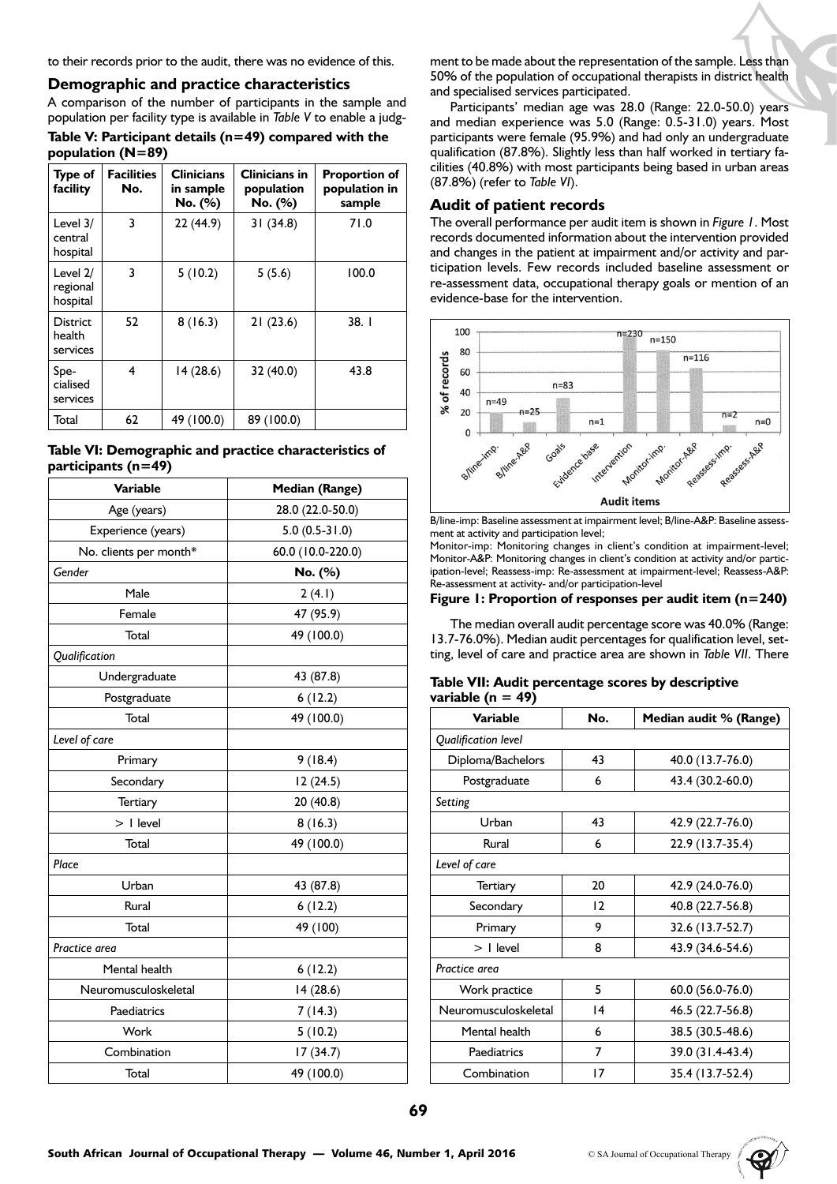to their records prior to the audit, there was no evidence of this.

## Demographic and practice characteristics

A comparison of the number of participants in the sample and population per facility type is available in *Table V* to enable a judgment to be made about the representation of the sample. Less than 50% of the population of occupational therapists in district health and specialised services participated.

**Table V: Participant details (n=49) compared with the population (N=89)**

| Type of facility | Facilities No. | Clinicians in sample No. (%) | Clinicians in population No. (%) | Proportion of population in sample |
|---|---|---|---|---|
| Level 3/ central hospital | 3 | 22 (44.9) | 31 (34.8) | 71.0 |
| Level 2/ regional hospital | 3 | 5 (10.2) | 5 (5.6) | 100.0 |
| District health services | 52 | 8 (16.3) | 21 (23.6) | 38. 1 |
| Specialised services | 4 | 14 (28.6) | 32 (40.0) | 43.8 |
| Total | 62 | 49 (100.0) | 89 (100.0) | |

**Table VI: Demographic and practice characteristics of participants (n=49)**

| Variable | Median (Range) |
|---|---|
| Age (years) | 28.0 (22.0-50.0) |
| Experience (years) | 5.0 (0.5-31.0) |
| No. clients per month* | 60.0 (10.0-220.0) |
| *Gender* | **No. (%)** |
| Male | 2 (4.1) |
| Female | 47 (95.9) |
| Total | 49 (100.0) |
| *Qualification* | |
| Undergraduate | 43 (87.8) |
| Postgraduate | 6 (12.2) |
| Total | 49 (100.0) |
| *Level of care* | |
| Primary | 9 (18.4) |
| Secondary | 12 (24.5) |
| Tertiary | 20 (40.8) |
| > 1 level | 8 (16.3) |
| Total | 49 (100.0) |
| *Place* | |
| Urban | 43 (87.8) |
| Rural | 6 (12.2) |
| Total | 49 (100) |
| *Practice area* | |
| Mental health | 6 (12.2) |
| Neuromusculoskeletal | 14 (28.6) |
| Paediatrics | 7 (14.3) |
| Work | 5 (10.2) |
| Combination | 17 (34.7) |
| Total | 49 (100.0) |

Participants' median age was 28.0 (Range: 22.0-50.0) years and median experience was 5.0 (Range: 0.5-31.0) years. Most participants were female (95.9%) and had only an undergraduate qualification (87.8%). Slightly less than half worked in tertiary facilities (40.8%) with most participants being based in urban areas (87.8%) (refer to *Table VI*).

## Audit of patient records

The overall performance per audit item is shown in *Figure 1*. Most records documented information about the intervention provided and changes in the patient at impairment and/or activity and participation levels. Few records included baseline assessment or re-assessment data, occupational therapy goals or mention of an evidence-base for the intervention.

B/line-imp: Baseline assessment at impairment level; B/line-A&P: Baseline assessment at activity and participation level;
Monitor-imp: Monitoring changes in client's condition at impairment-level; Monitor-A&P: Monitoring changes in client's condition at activity and/or participation-level; Reassess-imp: Re-assessment at impairment-level; Reassess-A&P: Re-assessment at activity- and/or participation-level

**Figure 1: Proportion of responses per audit item (n=240)**

The median overall audit percentage score was 40.0% (Range: 13.7-76.0%). Median audit percentages for qualification level, setting, level of care and practice area are shown in *Table VII*. There

**Table VII: Audit percentage scores by descriptive variable (n = 49)**

| Variable | No. | Median audit % (Range) |
|---|---|---|
| *Qualification level* | | |
| Diploma/Bachelors | 43 | 40.0 (13.7-76.0) |
| Postgraduate | 6 | 43.4 (30.2-60.0) |
| *Setting* | | |
| Urban | 43 | 42.9 (22.7-76.0) |
| Rural | 6 | 22.9 (13.7-35.4) |
| *Level of care* | | |
| Tertiary | 20 | 42.9 (24.0-76.0) |
| Secondary | 12 | 40.8 (22.7-56.8) |
| Primary | 9 | 32.6 (13.7-52.7) |
| > 1 level | 8 | 43.9 (34.6-54.6) |
| *Practice area* | | |
| Work practice | 5 | 60.0 (56.0-76.0) |
| Neuromusculoskeletal | 14 | 46.5 (22.7-56.8) |
| Mental health | 6 | 38.5 (30.5-48.6) |
| Paediatrics | 7 | 39.0 (31.4-43.4) |
| Combination | 17 | 35.4 (13.7-52.4) |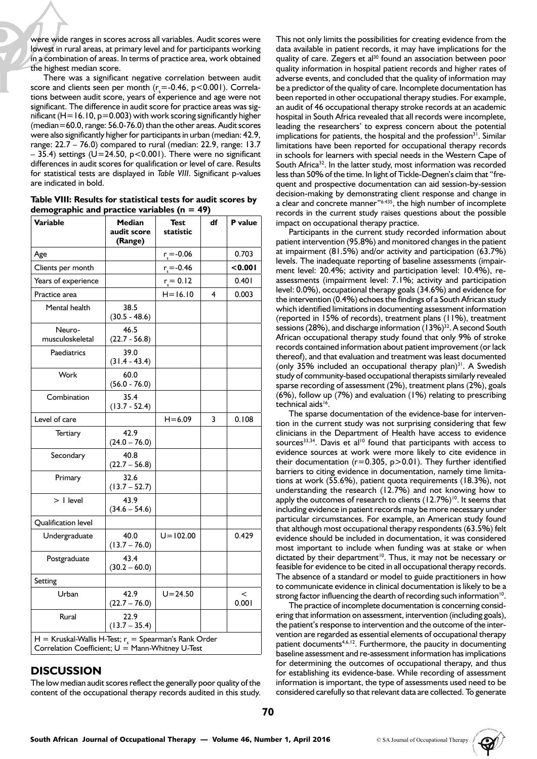were wide ranges in scores across all variables. Audit scores were lowest in rural areas, at primary level and for participants working in a combination of areas. In terms of practice area, work obtained the highest median score.

There was a significant negative correlation between audit score and clients seen per month ($r_s$=-0.46, $p<0.001$). Correlations between audit score, years of experience and age were not significant. The difference in audit score for practice areas was significant (H=16.10, p=0.003) with work scoring significantly higher (median=60.0, range: 56.0-76.0) than the other areas. Audit scores were also significantly higher for participants in urban (median: 42.9, range: 22.7 – 76.0) compared to rural (median: 22.9, range: 13.7 – 35.4) settings (U=24.50, p<0.001). There were no significant differences in audit scores for qualification or level of care. Results for statistical tests are displayed in *Table VIII*. Significant p-values are indicated in bold.

**Table VIII: Results for statistical tests for audit scores by demographic and practice variables (n = 49)**

| Variable | Median audit score (Range) | Test statistic | df | P value |
|---|---|---|---|---|
| Age | | $r_s$=-0.06 | | 0.703 |
| Clients per month | | $r_s$=-0.46 | | **<0.001** |
| Years of experience | | $r_s$= 0.12 | | 0.401 |
| Practice area | | H=16.10 | 4 | 0.003 |
| Mental health | 38.5 (30.5 - 48.6) | | | |
| Neuro-musculoskeletal | 46.5 (22.7 - 56.8) | | | |
| Paediatrics | 39.0 (31.4 - 43.4) | | | |
| Work | 60.0 (56.0 - 76.0) | | | |
| Combination | 35.4 (13.7 - 52.4) | | | |
| Level of care | | H=6.09 | 3 | 0.108 |
| Tertiary | 42.9 (24.0 – 76.0) | | | |
| Secondary | 40.8 (22.7 – 56.8) | | | |
| Primary | 32.6 (13.7 – 52.7) | | | |
| > 1 level | 43.9 (34.6 – 54.6) | | | |
| Qualification level | | | | |
| Undergraduate | 40.0 (13.7 – 76.0) | U=102.00 | | 0.429 |
| Postgraduate | 43.4 (30.2 – 60.0) | | | |
| Setting | | | | |
| Urban | 42.9 (22.7 – 76.0) | U=24.50 | | < 0.001 |
| Rural | 22.9 (13.7 – 35.4) | | | |

H = Kruskal-Wallis H-Test; $r_s$ = Spearman's Rank Order Correlation Coefficient; U = Mann-Whitney U-Test

## DISCUSSION

The low median audit scores reflect the generally poor quality of the content of the occupational therapy records audited in this study. This not only limits the possibilities for creating evidence from the data available in patient records, it may have implications for the quality of care. Zegers et al[30] found an association between poor quality information in hospital patient records and higher rates of adverse events, and concluded that the quality of information may be a predictor of the quality of care. Incomplete documentation has been reported in other occupational therapy studies. For example, an audit of 46 occupational therapy stroke records at an academic hospital in South Africa revealed that all records were incomplete, leading the researchers' to express concern about the potential implications for patients, the hospital and the profession[31]. Similar limitations have been reported for occupational therapy records in schools for learners with special needs in the Western Cape of South Africa[32]. In the latter study, most information was recorded less than 50% of the time. In light of Tickle-Degnen's claim that "frequent and prospective documentation can aid session-by-session decision-making by demonstrating client response and change in a clear and concrete manner"[6:435], the high number of incomplete records in the current study raises questions about the possible impact on occupational therapy practice.

Participants in the current study recorded information about patient intervention (95.8%) and monitored changes in the patient at impairment (81.5%) and/or activity and participation (63.7%) levels. The inadequate reporting of baseline assessments (impairment level: 20.4%; activity and participation level: 10.4%), re-assessments (impairment level: 7.1%; activity and participation level: 0.0%), occupational therapy goals (34.6%) and evidence for the intervention (0.4%) echoes the findings of a South African study which identified limitations in documenting assessment information (reported in 15% of records), treatment plans (11%), treatment sessions (28%), and discharge information (13%)[32]. A second South African occupational therapy study found that only 9% of stroke records contained information about patient improvement (or lack thereof), and that evaluation and treatment was least documented (only 35% included an occupational therapy plan)[31]. A Swedish study of community-based occupational therapists similarly revealed sparse recording of assessment (2%), treatment plans (2%), goals (6%), follow up (7%) and evaluation (1%) relating to prescribing technical aids[16].

The sparse documentation of the evidence-base for intervention in the current study was not surprising considering that few clinicians in the Department of Health have access to evidence sources[33,34]. Davis et al[10] found that participants with access to evidence sources at work were more likely to cite evidence in their documentation (r=0.305, p>0.01). They further identified barriers to citing evidence in documentation, namely time limitations at work (55.6%), patient quota requirements (18.3%), not understanding the research (12.7%) and not knowing how to apply the outcomes of research to clients (12.7%)[10]. It seems that including evidence in patient records may be more necessary under particular circumstances. For example, an American study found that although most occupational therapy respondents (63.5%) felt evidence should be included in documentation, it was considered most important to include when funding was at stake or when dictated by their department[10]. Thus, it may not be necessary or feasible for evidence to be cited in all occupational therapy records. The absence of a standard or model to guide practitioners in how to communicate evidence in clinical documentation is likely to be a strong factor influencing the dearth of recording such information[10].

The practice of incomplete documentation is concerning considering that information on assessment, intervention (including goals), the patient's response to intervention and the outcome of the intervention are regarded as essential elements of occupational therapy patient documents[4,6,12]. Furthermore, the paucity in documenting baseline assessment and re-assessment information has implications for determining the outcomes of occupational therapy, and thus for establishing its evidence-base. While recording of assessment information is important, the type of assessments used need to be considered carefully so that relevant data are collected. To generate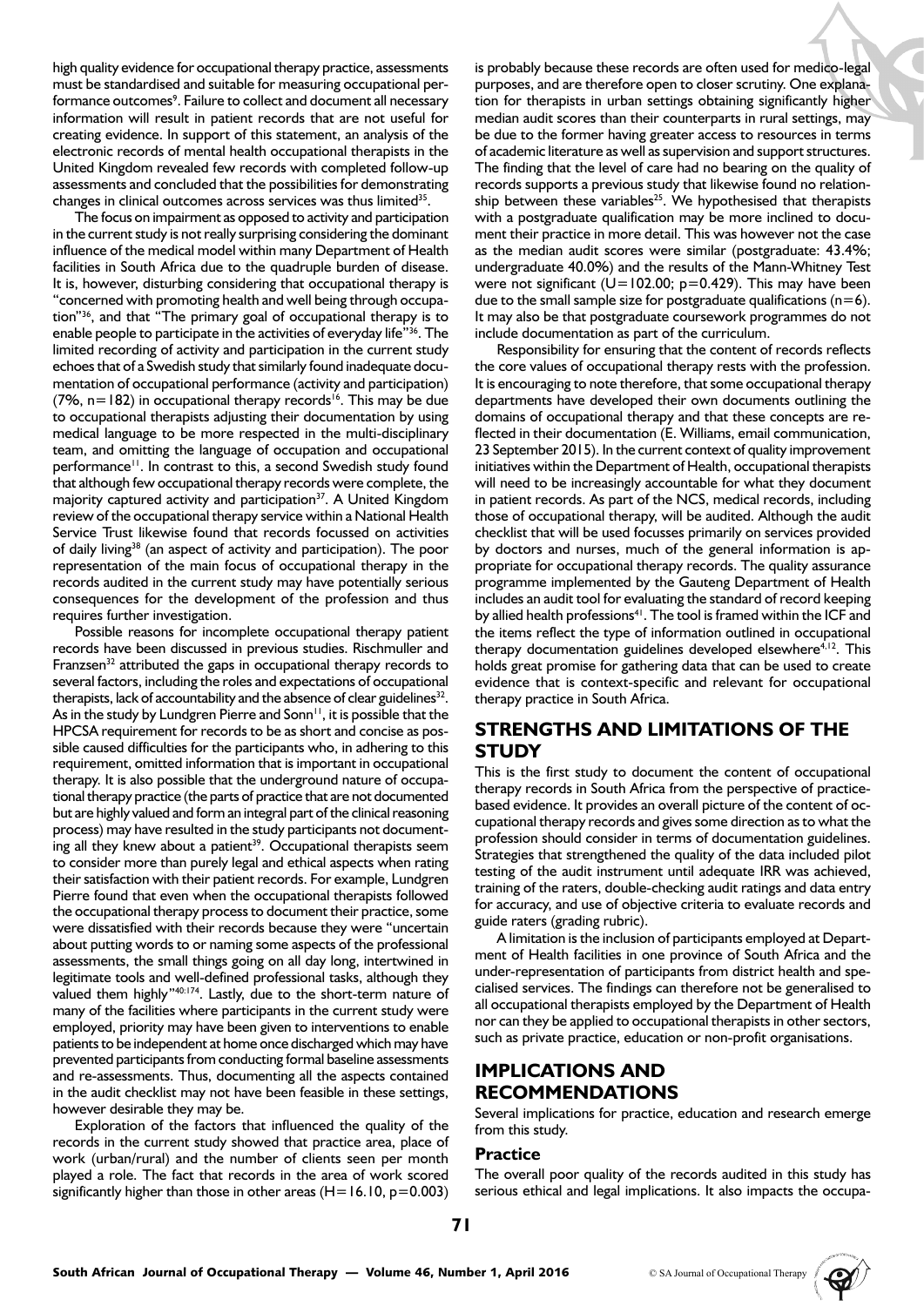high quality evidence for occupational therapy practice, assessments must be standardised and suitable for measuring occupational performance outcomes[9]. Failure to collect and document all necessary information will result in patient records that are not useful for creating evidence. In support of this statement, an analysis of the electronic records of mental health occupational therapists in the United Kingdom revealed few records with completed follow-up assessments and concluded that the possibilities for demonstrating changes in clinical outcomes across services was thus limited[35].

The focus on impairment as opposed to activity and participation in the current study is not really surprising considering the dominant influence of the medical model within many Department of Health facilities in South Africa due to the quadruple burden of disease. It is, however, disturbing considering that occupational therapy is "concerned with promoting health and well being through occupation"[36], and that "The primary goal of occupational therapy is to enable people to participate in the activities of everyday life"[36]. The limited recording of activity and participation in the current study echoes that of a Swedish study that similarly found inadequate documentation of occupational performance (activity and participation) (7%, n=182) in occupational therapy records[16]. This may be due to occupational therapists adjusting their documentation by using medical language to be more respected in the multi-disciplinary team, and omitting the language of occupation and occupational performance[11]. In contrast to this, a second Swedish study found that although few occupational therapy records were complete, the majority captured activity and participation[37]. A United Kingdom review of the occupational therapy service within a National Health Service Trust likewise found that records focussed on activities of daily living[38] (an aspect of activity and participation). The poor representation of the main focus of occupational therapy in the records audited in the current study may have potentially serious consequences for the development of the profession and thus requires further investigation.

Possible reasons for incomplete occupational therapy patient records have been discussed in previous studies. Rischmuller and Franzsen[32] attributed the gaps in occupational therapy records to several factors, including the roles and expectations of occupational therapists, lack of accountability and the absence of clear guidelines[32]. As in the study by Lundgren Pierre and Sonn[11], it is possible that the HPCSA requirement for records to be as short and concise as possible caused difficulties for the participants who, in adhering to this requirement, omitted information that is important in occupational therapy. It is also possible that the underground nature of occupational therapy practice (the parts of practice that are not documented but are highly valued and form an integral part of the clinical reasoning process) may have resulted in the study participants not documenting all they knew about a patient[39]. Occupational therapists seem to consider more than purely legal and ethical aspects when rating their satisfaction with their patient records. For example, Lundgren Pierre found that even when the occupational therapists followed the occupational therapy process to document their practice, some were dissatisfied with their records because they were "uncertain about putting words to or naming some aspects of the professional assessments, the small things going on all day long, intertwined in legitimate tools and well-defined professional tasks, although they valued them highly"[40:174]. Lastly, due to the short-term nature of many of the facilities where participants in the current study were employed, priority may have been given to interventions to enable patients to be independent at home once discharged which may have prevented participants from conducting formal baseline assessments and re-assessments. Thus, documenting all the aspects contained in the audit checklist may not have been feasible in these settings, however desirable they may be.

Exploration of the factors that influenced the quality of the records in the current study showed that practice area, place of work (urban/rural) and the number of clients seen per month played a role. The fact that records in the area of work scored significantly higher than those in other areas ($H=16.10$, $p=0.003$) is probably because these records are often used for medico-legal purposes, and are therefore open to closer scrutiny. One explanation for therapists in urban settings obtaining significantly higher median audit scores than their counterparts in rural settings, may be due to the former having greater access to resources in terms of academic literature as well as supervision and support structures. The finding that the level of care had no bearing on the quality of records supports a previous study that likewise found no relationship between these variables[25]. We hypothesised that therapists with a postgraduate qualification may be more inclined to document their practice in more detail. This was however not the case as the median audit scores were similar (postgraduate: 43.4%; undergraduate 40.0%) and the results of the Mann-Whitney Test were not significant ($U=102.00$; $p=0.429$). This may have been due to the small sample size for postgraduate qualifications ($n=6$). It may also be that postgraduate coursework programmes do not include documentation as part of the curriculum.

Responsibility for ensuring that the content of records reflects the core values of occupational therapy rests with the profession. It is encouraging to note therefore, that some occupational therapy departments have developed their own documents outlining the domains of occupational therapy and that these concepts are reflected in their documentation (E. Williams, email communication, 23 September 2015). In the current context of quality improvement initiatives within the Department of Health, occupational therapists will need to be increasingly accountable for what they document in patient records. As part of the NCS, medical records, including those of occupational therapy, will be audited. Although the audit checklist that will be used focusses primarily on services provided by doctors and nurses, much of the general information is appropriate for occupational therapy records. The quality assurance programme implemented by the Gauteng Department of Health includes an audit tool for evaluating the standard of record keeping by allied health professions[41]. The tool is framed within the ICF and the items reflect the type of information outlined in occupational therapy documentation guidelines developed elsewhere[4,12]. This holds great promise for gathering data that can be used to create evidence that is context-specific and relevant for occupational therapy practice in South Africa.

## STRENGTHS AND LIMITATIONS OF THE STUDY

This is the first study to document the content of occupational therapy records in South Africa from the perspective of practice-based evidence. It provides an overall picture of the content of occupational therapy records and gives some direction as to what the profession should consider in terms of documentation guidelines. Strategies that strengthened the quality of the data included pilot testing of the audit instrument until adequate IRR was achieved, training of the raters, double-checking audit ratings and data entry for accuracy, and use of objective criteria to evaluate records and guide raters (grading rubric).

A limitation is the inclusion of participants employed at Department of Health facilities in one province of South Africa and the under-representation of participants from district health and specialised services. The findings can therefore not be generalised to all occupational therapists employed by the Department of Health nor can they be applied to occupational therapists in other sectors, such as private practice, education or non-profit organisations.

## IMPLICATIONS AND RECOMMENDATIONS

Several implications for practice, education and research emerge from this study.

### Practice

The overall poor quality of the records audited in this study has serious ethical and legal implications. It also impacts the occupa-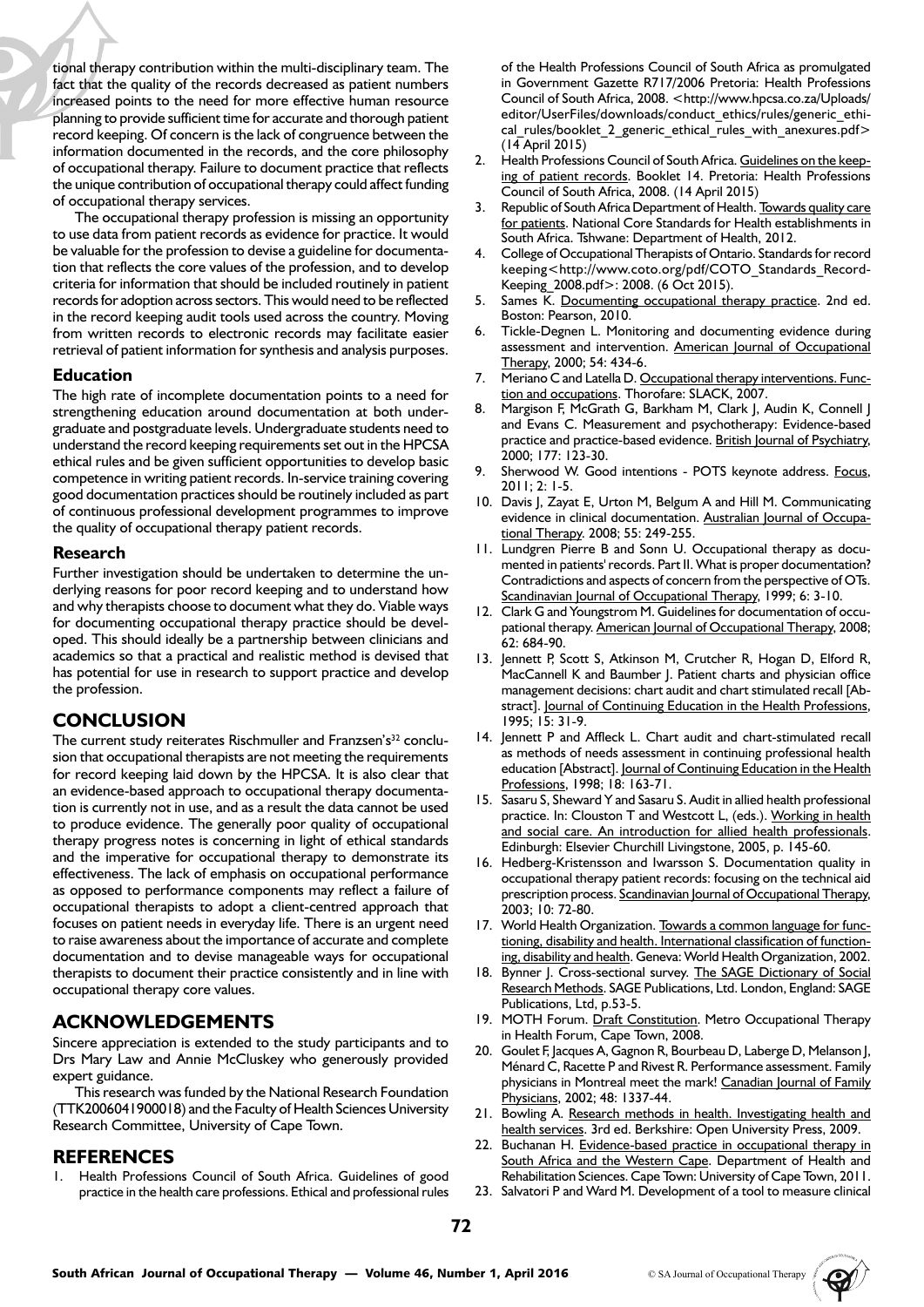tional therapy contribution within the multi-disciplinary team. The fact that the quality of the records decreased as patient numbers increased points to the need for more effective human resource planning to provide sufficient time for accurate and thorough patient record keeping. Of concern is the lack of congruence between the information documented in the records, and the core philosophy of occupational therapy. Failure to document practice that reflects the unique contribution of occupational therapy could affect funding of occupational therapy services.

The occupational therapy profession is missing an opportunity to use data from patient records as evidence for practice. It would be valuable for the profession to devise a guideline for documentation that reflects the core values of the profession, and to develop criteria for information that should be included routinely in patient records for adoption across sectors. This would need to be reflected in the record keeping audit tools used across the country. Moving from written records to electronic records may facilitate easier retrieval of patient information for synthesis and analysis purposes.

### Education

The high rate of incomplete documentation points to a need for strengthening education around documentation at both undergraduate and postgraduate levels. Undergraduate students need to understand the record keeping requirements set out in the HPCSA ethical rules and be given sufficient opportunities to develop basic competence in writing patient records. In-service training covering good documentation practices should be routinely included as part of continuous professional development programmes to improve the quality of occupational therapy patient records.

### Research

Further investigation should be undertaken to determine the underlying reasons for poor record keeping and to understand how and why therapists choose to document what they do. Viable ways for documenting occupational therapy practice should be developed. This should ideally be a partnership between clinicians and academics so that a practical and realistic method is devised that has potential for use in research to support practice and develop the profession.

## CONCLUSION

The current study reiterates Rischmuller and Franzsen's[32] conclusion that occupational therapists are not meeting the requirements for record keeping laid down by the HPCSA. It is also clear that an evidence-based approach to occupational therapy documentation is currently not in use, and as a result the data cannot be used to produce evidence. The generally poor quality of occupational therapy progress notes is concerning in light of ethical standards and the imperative for occupational therapy to demonstrate its effectiveness. The lack of emphasis on occupational performance as opposed to performance components may reflect a failure of occupational therapists to adopt a client-centred approach that focuses on patient needs in everyday life. There is an urgent need to raise awareness about the importance of accurate and complete documentation and to devise manageable ways for occupational therapists to document their practice consistently and in line with occupational therapy core values.

## ACKNOWLEDGEMENTS

Sincere appreciation is extended to the study participants and to Drs Mary Law and Annie McCluskey who generously provided expert guidance.

This research was funded by the National Research Foundation (TTK2006041900018) and the Faculty of Health Sciences University Research Committee, University of Cape Town.

## REFERENCES

1. Health Professions Council of South Africa. Guidelines of good practice in the health care professions. Ethical and professional rules of the Health Professions Council of South Africa as promulgated in Government Gazette R717/2006 Pretoria: Health Professions Council of South Africa, 2008. <http://www.hpcsa.co.za/Uploads/editor/UserFiles/downloads/conduct_ethics/rules/generic_ethical_rules/booklet_2_generic_ethical_rules_with_anexures.pdf> (14 April 2015)
2. Health Professions Council of South Africa. Guidelines on the keeping of patient records. Booklet 14. Pretoria: Health Professions Council of South Africa, 2008. (14 April 2015)
3. Republic of South Africa Department of Health. Towards quality care for patients. National Core Standards for Health establishments in South Africa. Tshwane: Department of Health, 2012.
4. College of Occupational Therapists of Ontario. Standards for record keeping<http://www.coto.org/pdf/COTO_Standards_Record-Keeping_2008.pdf>: 2008. (6 Oct 2015).
5. Sames K. Documenting occupational therapy practice. 2nd ed. Boston: Pearson, 2010.
6. Tickle-Degnen L. Monitoring and documenting evidence during assessment and intervention. American Journal of Occupational Therapy, 2000; 54: 434-6.
7. Meriano C and Latella D. Occupational therapy interventions. Function and occupations. Thorofare: SLACK, 2007.
8. Margison F, McGrath G, Barkham M, Clark J, Audin K, Connell J and Evans C. Measurement and psychotherapy: Evidence-based practice and practice-based evidence. British Journal of Psychiatry, 2000; 177: 123-30.
9. Sherwood W. Good intentions - POTS keynote address. Focus, 2011; 2: 1-5.
10. Davis J, Zayat E, Urton M, Belgum A and Hill M. Communicating evidence in clinical documentation. Australian Journal of Occupational Therapy. 2008; 55: 249-255.
11. Lundgren Pierre B and Sonn U. Occupational therapy as documented in patients' records. Part II. What is proper documentation? Contradictions and aspects of concern from the perspective of OTs. Scandinavian Journal of Occupational Therapy, 1999; 6: 3-10.
12. Clark G and Youngstrom M. Guidelines for documentation of occupational therapy. American Journal of Occupational Therapy, 2008; 62: 684-90.
13. Jennett P, Scott S, Atkinson M, Crutcher R, Hogan D, Elford R, MacCannell K and Baumber J. Patient charts and physician office management decisions: chart audit and chart stimulated recall [Abstract]. Journal of Continuing Education in the Health Professions, 1995; 15: 31-9.
14. Jennett P and Affleck L. Chart audit and chart-stimulated recall as methods of needs assessment in continuing professional health education [Abstract]. Journal of Continuing Education in the Health Professions, 1998; 18: 163-71.
15. Sasaru S, Sheward Y and Sasaru S. Audit in allied health professional practice. In: Clouston T and Westcott L, (eds.). Working in health and social care. An introduction for allied health professionals. Edinburgh: Elsevier Churchill Livingstone, 2005, p. 145-60.
16. Hedberg-Kristensson and Iwarsson S. Documentation quality in occupational therapy patient records: focusing on the technical aid prescription process. Scandinavian Journal of Occupational Therapy, 2003; 10: 72-80.
17. World Health Organization. Towards a common language for functioning, disability and health. International classification of functioning, disability and health. Geneva: World Health Organization, 2002.
18. Bynner J. Cross-sectional survey. The SAGE Dictionary of Social Research Methods. SAGE Publications, Ltd. London, England: SAGE Publications, Ltd, p.53-5.
19. MOTH Forum. Draft Constitution. Metro Occupational Therapy in Health Forum, Cape Town, 2008.
20. Goulet F, Jacques A, Gagnon R, Bourbeau D, Laberge D, Melanson J, Ménard C, Racette P and Rivest R. Performance assessment. Family physicians in Montreal meet the mark! Canadian Journal of Family Physicians, 2002; 48: 1337-44.
21. Bowling A. Research methods in health. Investigating health and health services. 3rd ed. Berkshire: Open University Press, 2009.
22. Buchanan H. Evidence-based practice in occupational therapy in South Africa and the Western Cape. Department of Health and Rehabilitation Sciences. Cape Town: University of Cape Town, 2011.
23. Salvatori P and Ward M. Development of a tool to measure clinical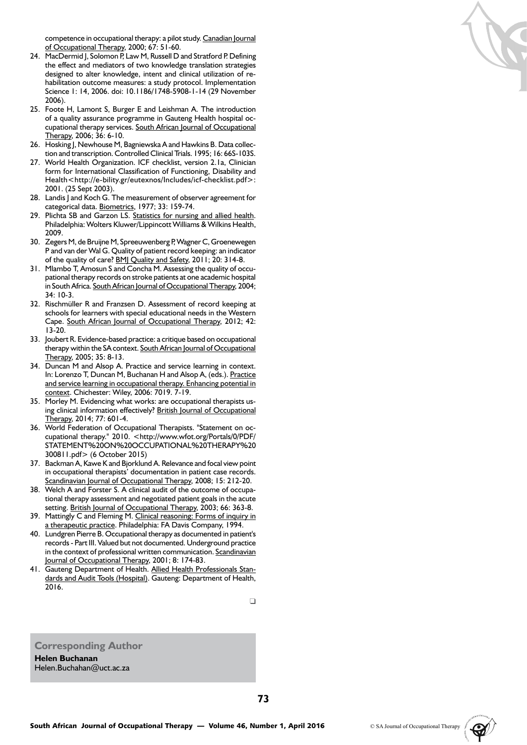competence in occupational therapy: a pilot study. Canadian Journal of Occupational Therapy, 2000; 67: 51-60.

24. MacDermid J, Solomon P, Law M, Russell D and Stratford P. Defining the effect and mediators of two knowledge translation strategies designed to alter knowledge, intent and clinical utilization of rehabilitation outcome measures: a study protocol. Implementation Science 1: 14, 2006. doi: 10.1186/1748-5908-1-14 (29 November 2006).
25. Foote H, Lamont S, Burger E and Leishman A. The introduction of a quality assurance programme in Gauteng Health hospital occupational therapy services. South African Journal of Occupational Therapy, 2006; 36: 6-10.
26. Hosking J, Newhouse M, Bagniewska A and Hawkins B. Data collection and transcription. Controlled Clinical Trials. 1995; 16: 66S-103S.
27. World Health Organization. ICF checklist, version 2.1a, Clinician form for International Classification of Functioning, Disability and Health<http://e-bility.gr/eutexnos/Includes/icf-checklist.pdf>: 2001. (25 Sept 2003).
28. Landis J and Koch G. The measurement of observer agreement for categorical data. Biometrics, 1977; 33: 159-74.
29. Plichta SB and Garzon LS. Statistics for nursing and allied health. Philadelphia: Wolters Kluwer/Lippincott Williams & Wilkins Health, 2009.
30. Zegers M, de Bruijne M, Spreeuwenberg P, Wagner C, Groenewegen P and van der Wal G. Quality of patient record keeping: an indicator of the quality of care? BMJ Quality and Safety, 2011; 20: 314-8.
31. Mlambo T, Amosun S and Concha M. Assessing the quality of occupational therapy records on stroke patients at one academic hospital in South Africa. South African Journal of Occupational Therapy, 2004; 34: 10-3.
32. Rischmüller R and Franzsen D. Assessment of record keeping at schools for learners with special educational needs in the Western Cape. South African Journal of Occupational Therapy, 2012; 42: 13-20.
33. Joubert R. Evidence-based practice: a critique based on occupational therapy within the SA context. South African Journal of Occupational Therapy, 2005; 35: 8-13.
34. Duncan M and Alsop A. Practice and service learning in context. In: Lorenzo T, Duncan M, Buchanan H and Alsop A, (eds.). Practice and service learning in occupational therapy. Enhancing potential in context. Chichester: Wiley, 2006: 7019. 7-19.
35. Morley M. Evidencing what works: are occupational therapists using clinical information effectively? British Journal of Occupational Therapy, 2014; 77: 601-4.
36. World Federation of Occupational Therapists. "Statement on occupational therapy." 2010. <http://www.wfot.org/Portals/0/PDF/STATEMENT%20ON%20OCCUPATIONAL%20THERAPY%20300811.pdf> (6 October 2015)
37. Backman A, Kawe K and Bjorklund A. Relevance and focal view point in occupational therapists' documentation in patient case records. Scandinavian Journal of Occupational Therapy, 2008; 15: 212-20.
38. Welch A and Forster S. A clinical audit of the outcome of occupational therapy assessment and negotiated patient goals in the acute setting. British Journal of Occupational Therapy, 2003; 66: 363-8.
39. Mattingly C and Fleming M. Clinical reasoning: Forms of inquiry in a therapeutic practice. Philadelphia: FA Davis Company, 1994.
40. Lundgren Pierre B. Occupational therapy as documented in patient's records - Part III. Valued but not documented. Underground practice in the context of professional written communication. Scandinavian Journal of Occupational Therapy, 2001; 8: 174-83.
41. Gauteng Department of Health. Allied Health Professionals Standards and Audit Tools (Hospital). Gauteng: Department of Health, 2016.

❑

## Corresponding Author

**Helen Buchanan**
Helen.Buchahan@uct.ac.za